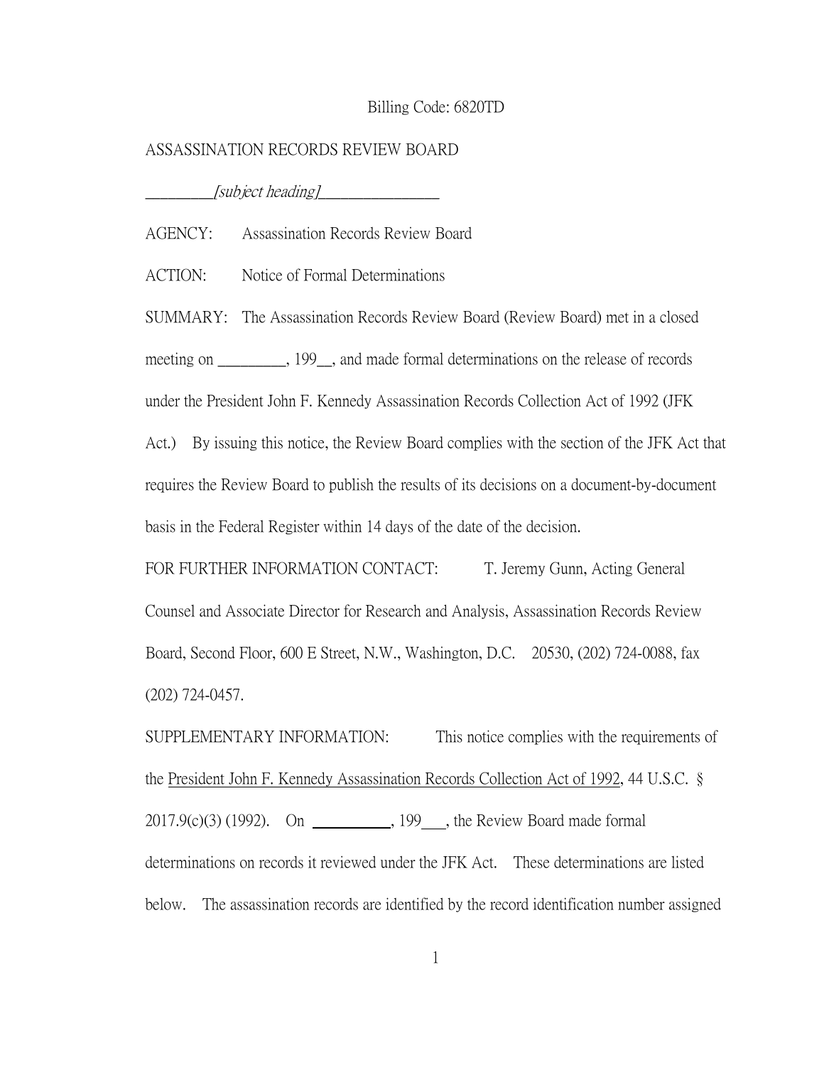Billing Code: 6820TD

ASSASSINATION RECORDS REVIEW BOARD

__________*[subject heading]*__________________

AGENCY: Assassination Records Review Board

ACTION: Notice of Formal Determinations

SUMMARY: The Assassination Records Review Board (Review Board) met in a closed meeting on __________, 199__, and made formal determinations on the release of records under the President John F. Kennedy Assassination Records Collection Act of 1992 (JFK Act.) By issuing this notice, the Review Board complies with the section of the JFK Act that requires the Review Board to publish the results of its decisions on a document-by-document basis in the Federal Register within 14 days of the date of the decision.

FOR FURTHER INFORMATION CONTACT: T. Jeremy Gunn, Acting General Counsel and Associate Director for Research and Analysis, Assassination Records Review Board, Second Floor, 600 E Street, N.W., Washington, D.C. 20530, (202) 724-0088, fax (202) 724-0457.

SUPPLEMENTARY INFORMATION: This notice complies with the requirements of the President John F. Kennedy Assassination Records Collection Act of 1992, 44 U.S.C. § 2017.9(c)(3) (1992). On ___________, 199___, the Review Board made formal determinations on records it reviewed under the JFK Act. These determinations are listed below. The assassination records are identified by the record identification number assigned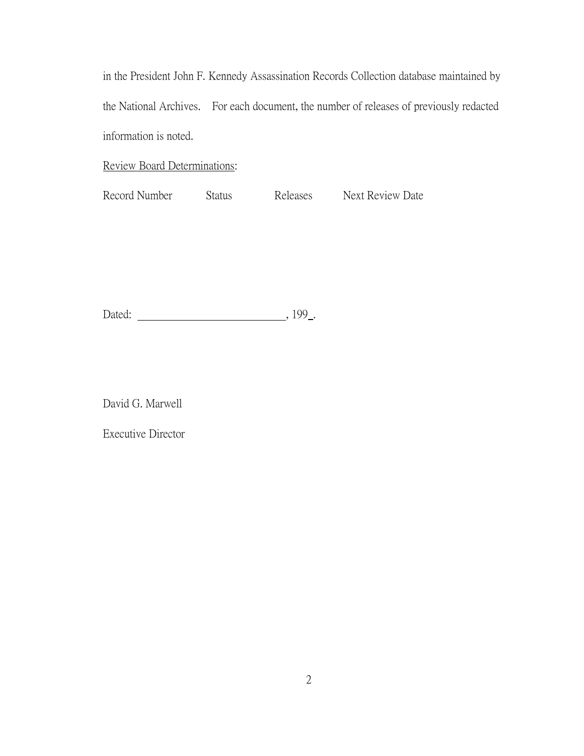in the President John F. Kennedy Assassination Records Collection database maintained by the National Archives. For each document, the number of releases of previously redacted information is noted.

Review Board Determinations:

| Record Number | Status | Releases | Next Review Date |
| --- | --- | --- | --- |

Dated: ____________________________, 199_.

David G. Marwell

Executive Director